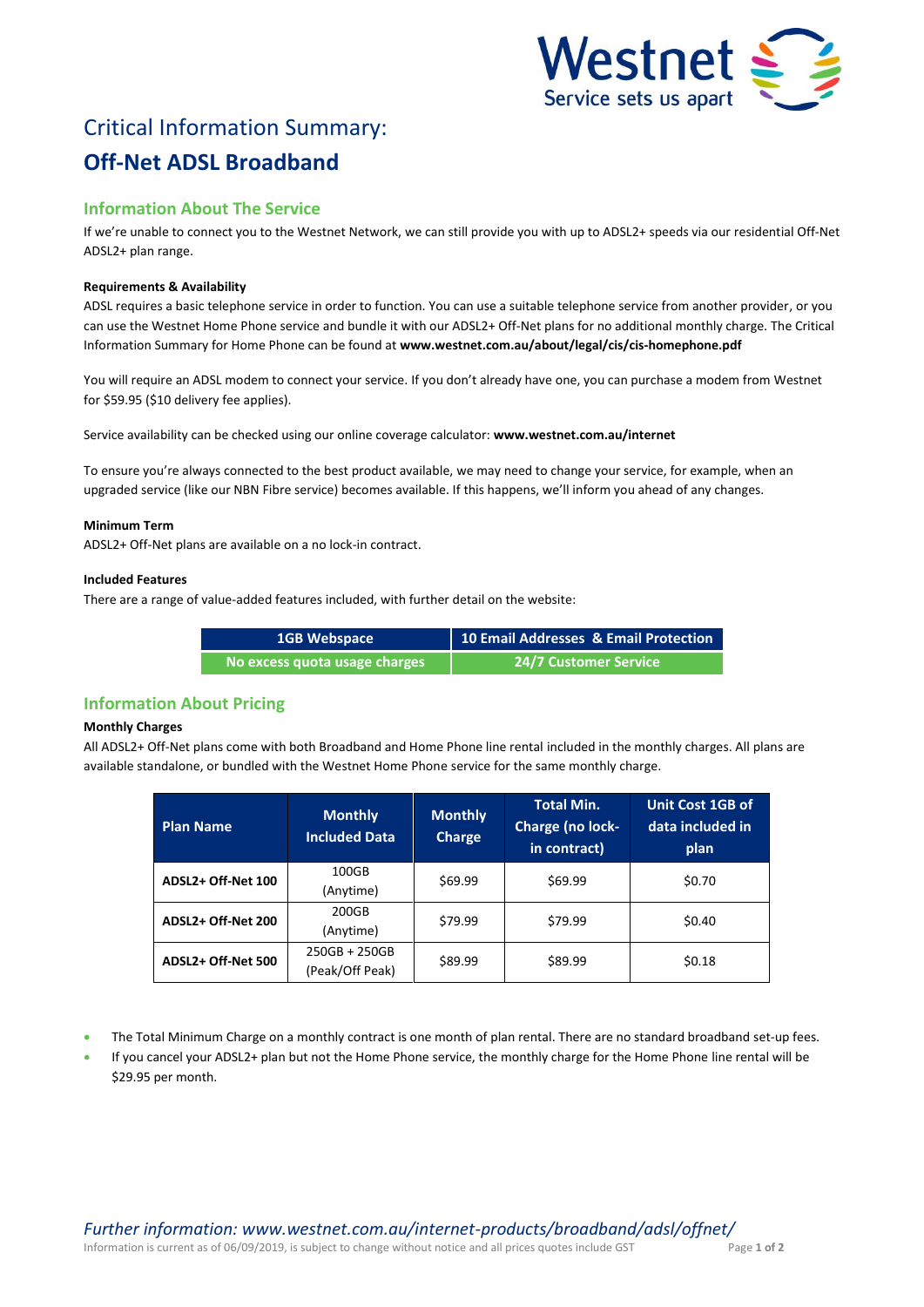# Critical Information Summary:

# Off-Net ADSL Broadband

## Information About The Service

If we're unable to connect you to the Westnet Network, we can still provide you with up to ADSL2+ speeds via our residential Off-Net ADSL2+ plan range.

**Requirements & Availability**

ADSL requires a basic telephone service in order to function. You can use a suitable telephone service from another provider, or you can use the Westnet Home Phone service and bundle it with our ADSL2+ Off-Net plans for no additional monthly charge. The Critical Information Summary for Home Phone can be found at **www.westnet.com.au/about/legal/cis/cis-homephone.pdf**

You will require an ADSL modem to connect your service. If you don't already have one, you can purchase a modem from Westnet for $59.95 ($10 delivery fee applies).

Service availability can be checked using our online coverage calculator: **www.westnet.com.au/internet**

To ensure you're always connected to the best product available, we may need to change your service, for example, when an upgraded service (like our NBN Fibre service) becomes available. If this happens, we'll inform you ahead of any changes.

**Minimum Term**

ADSL2+ Off-Net plans are available on a no lock-in contract.

**Included Features**

There are a range of value-added features included, with further detail on the website:

| 1GB Webspace | 10 Email Addresses & Email Protection |
|---|---|
| No excess quota usage charges | 24/7 Customer Service |

## Information About Pricing

**Monthly Charges**

All ADSL2+ Off-Net plans come with both Broadband and Home Phone line rental included in the monthly charges. All plans are available standalone, or bundled with the Westnet Home Phone service for the same monthly charge.

| Plan Name | Monthly Included Data | Monthly Charge | Total Min. Charge (no lock-in contract) | Unit Cost 1GB of data included in plan |
|---|---|---|---|---|
| **ADSL2+ Off-Net 100** | 100GB (Anytime) | $69.99 | $69.99 | $0.70 |
| **ADSL2+ Off-Net 200** | 200GB (Anytime) | $79.99 | $79.99 | $0.40 |
| **ADSL2+ Off-Net 500** | 250GB + 250GB (Peak/Off Peak) | $89.99 | $89.99 | $0.18 |

- The Total Minimum Charge on a monthly contract is one month of plan rental. There are no standard broadband set-up fees.
- If you cancel your ADSL2+ plan but not the Home Phone service, the monthly charge for the Home Phone line rental will be $29.95 per month.

*Further information: www.westnet.com.au/internet-products/broadband/adsl/offnet/*

Information is current as of 06/09/2019, is subject to change without notice and all prices quotes include GST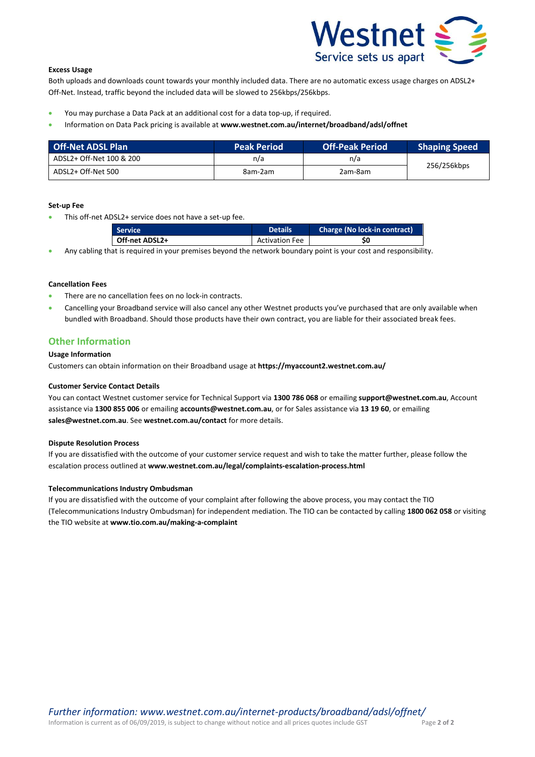**Excess Usage**

Both uploads and downloads count towards your monthly included data. There are no automatic excess usage charges on ADSL2+ Off-Net. Instead, traffic beyond the included data will be slowed to 256kbps/256kbps.

- You may purchase a Data Pack at an additional cost for a data top-up, if required.
- Information on Data Pack pricing is available at **www.westnet.com.au/internet/broadband/adsl/offnet**

| Off-Net ADSL Plan | Peak Period | Off-Peak Period | Shaping Speed |
|---|---|---|---|
| ADSL2+ Off-Net 100 & 200 | n/a | n/a | 256/256kbps |
| ADSL2+ Off-Net 500 | 8am-2am | 2am-8am | |

**Set-up Fee**

- This off-net ADSL2+ service does not have a set-up fee.

| Service | Details | Charge (No lock-in contract) |
|---|---|---|
| **Off-net ADSL2+** | Activation Fee | **$0** |

- Any cabling that is required in your premises beyond the network boundary point is your cost and responsibility.

**Cancellation Fees**

- There are no cancellation fees on no lock-in contracts.
- Cancelling your Broadband service will also cancel any other Westnet products you've purchased that are only available when bundled with Broadband. Should those products have their own contract, you are liable for their associated break fees.

## Other Information

**Usage Information**

Customers can obtain information on their Broadband usage at **https://myaccount2.westnet.com.au/**

**Customer Service Contact Details**

You can contact Westnet customer service for Technical Support via **1300 786 068** or emailing **support@westnet.com.au**, Account assistance via **1300 855 006** or emailing **accounts@westnet.com.au**, or for Sales assistance via **13 19 60**, or emailing **sales@westnet.com.au**. See **westnet.com.au/contact** for more details.

**Dispute Resolution Process**

If you are dissatisfied with the outcome of your customer service request and wish to take the matter further, please follow the escalation process outlined at **www.westnet.com.au/legal/complaints-escalation-process.html**

**Telecommunications Industry Ombudsman**

If you are dissatisfied with the outcome of your complaint after following the above process, you may contact the TIO (Telecommunications Industry Ombudsman) for independent mediation. The TIO can be contacted by calling **1800 062 058** or visiting the TIO website at **www.tio.com.au/making-a-complaint**

*Further information: www.westnet.com.au/internet-products/broadband/adsl/offnet/*

Information is current as of 06/09/2019, is subject to change without notice and all prices quotes include GST